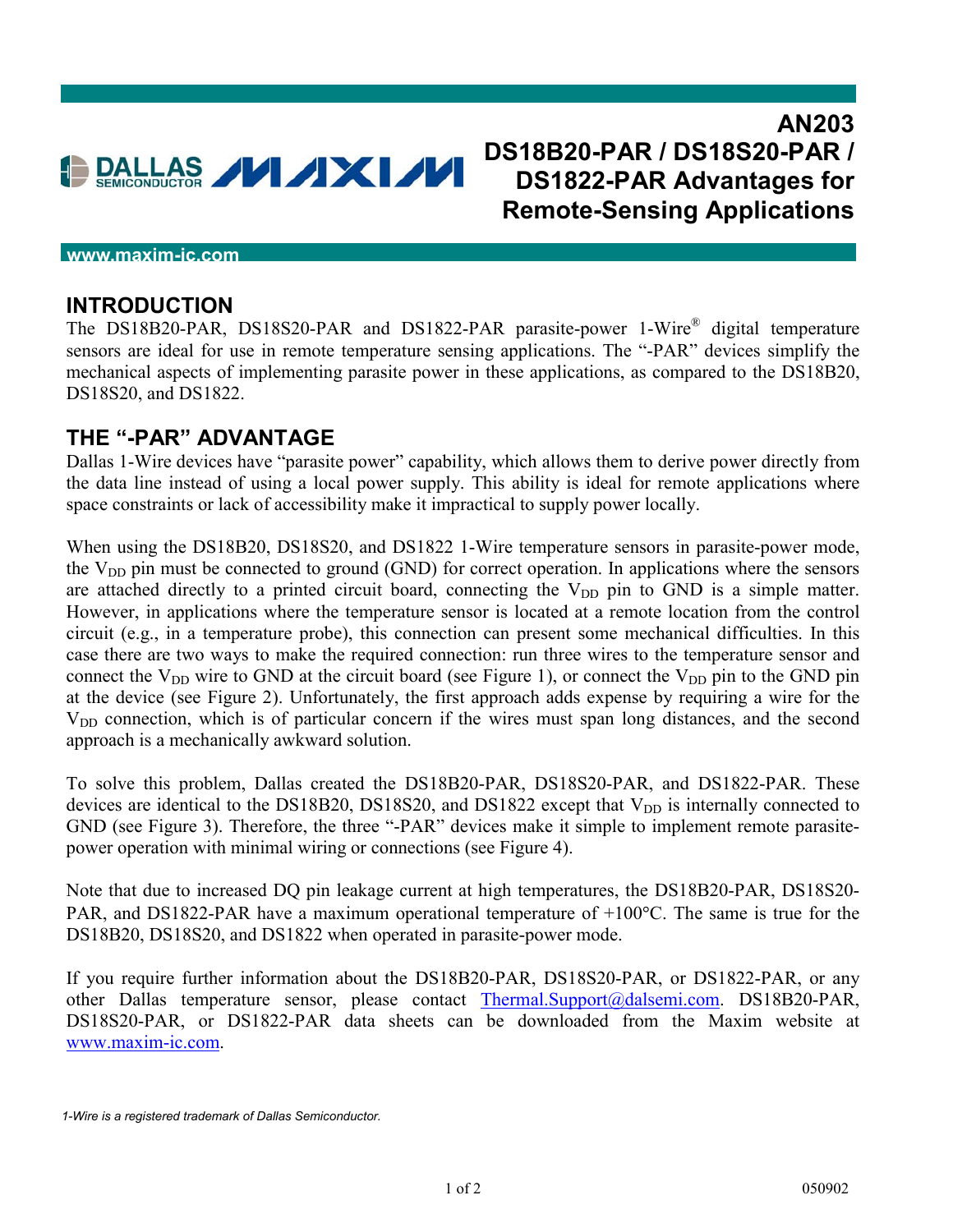# AN203
# DS18B20-PAR / DS18S20-PAR / DS1822-PAR Advantages for Remote-Sensing Applications

www.maxim-ic.com

## INTRODUCTION

The DS18B20-PAR, DS18S20-PAR and DS1822-PAR parasite-power 1-Wire® digital temperature sensors are ideal for use in remote temperature sensing applications. The "-PAR" devices simplify the mechanical aspects of implementing parasite power in these applications, as compared to the DS18B20, DS18S20, and DS1822.

## THE "-PAR" ADVANTAGE

Dallas 1-Wire devices have "parasite power" capability, which allows them to derive power directly from the data line instead of using a local power supply. This ability is ideal for remote applications where space constraints or lack of accessibility make it impractical to supply power locally.

When using the DS18B20, DS18S20, and DS1822 1-Wire temperature sensors in parasite-power mode, the $V_{DD}$ pin must be connected to ground (GND) for correct operation. In applications where the sensors are attached directly to a printed circuit board, connecting the $V_{DD}$ pin to GND is a simple matter. However, in applications where the temperature sensor is located at a remote location from the control circuit (e.g., in a temperature probe), this connection can present some mechanical difficulties. In this case there are two ways to make the required connection: run three wires to the temperature sensor and connect the $V_{DD}$ wire to GND at the circuit board (see Figure 1), or connect the $V_{DD}$ pin to the GND pin at the device (see Figure 2). Unfortunately, the first approach adds expense by requiring a wire for the $V_{DD}$ connection, which is of particular concern if the wires must span long distances, and the second approach is a mechanically awkward solution.

To solve this problem, Dallas created the DS18B20-PAR, DS18S20-PAR, and DS1822-PAR. These devices are identical to the DS18B20, DS18S20, and DS1822 except that $V_{DD}$ is internally connected to GND (see Figure 3). Therefore, the three "-PAR" devices make it simple to implement remote parasite-power operation with minimal wiring or connections (see Figure 4).

Note that due to increased DQ pin leakage current at high temperatures, the DS18B20-PAR, DS18S20-PAR, and DS1822-PAR have a maximum operational temperature of +100°C. The same is true for the DS18B20, DS18S20, and DS1822 when operated in parasite-power mode.

If you require further information about the DS18B20-PAR, DS18S20-PAR, or DS1822-PAR, or any other Dallas temperature sensor, please contact Thermal.Support@dalsemi.com. DS18B20-PAR, DS18S20-PAR, or DS1822-PAR data sheets can be downloaded from the Maxim website at www.maxim-ic.com.

*1-Wire is a registered trademark of Dallas Semiconductor.*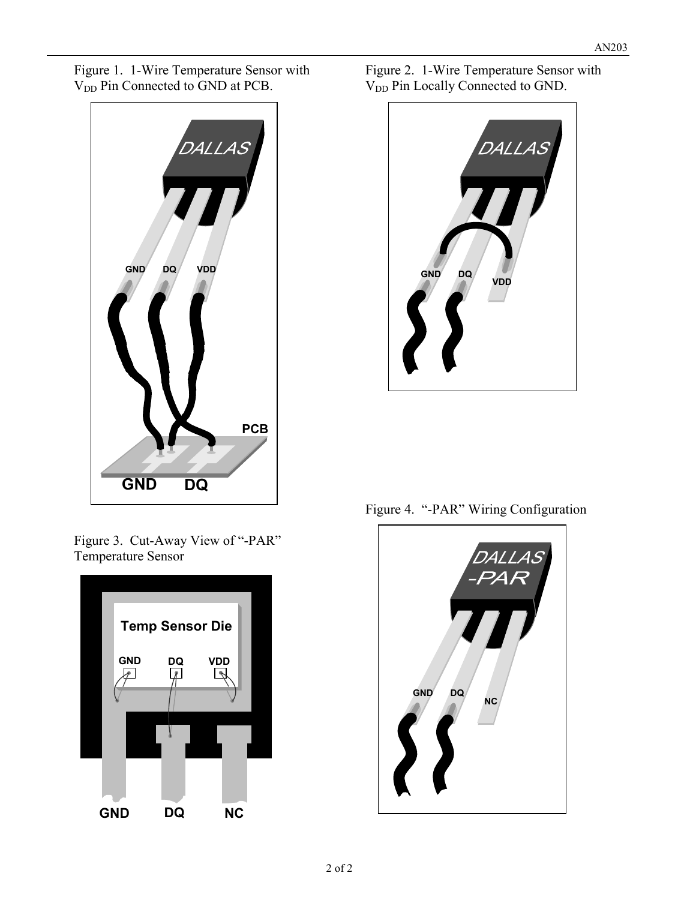Figure 1. 1-Wire Temperature Sensor with $V_{DD}$ Pin Connected to GND at PCB.

DALLAS

GND DQ VDD

PCB

GND DQ

Figure 2. 1-Wire Temperature Sensor with $V_{DD}$ Pin Locally Connected to GND.

DALLAS

GND DQ VDD

Figure 3. Cut-Away View of "-PAR" Temperature Sensor

Temp Sensor Die

GND DQ VDD

GND DQ NC

Figure 4. "-PAR" Wiring Configuration

DALLAS -PAR

GND DQ NC